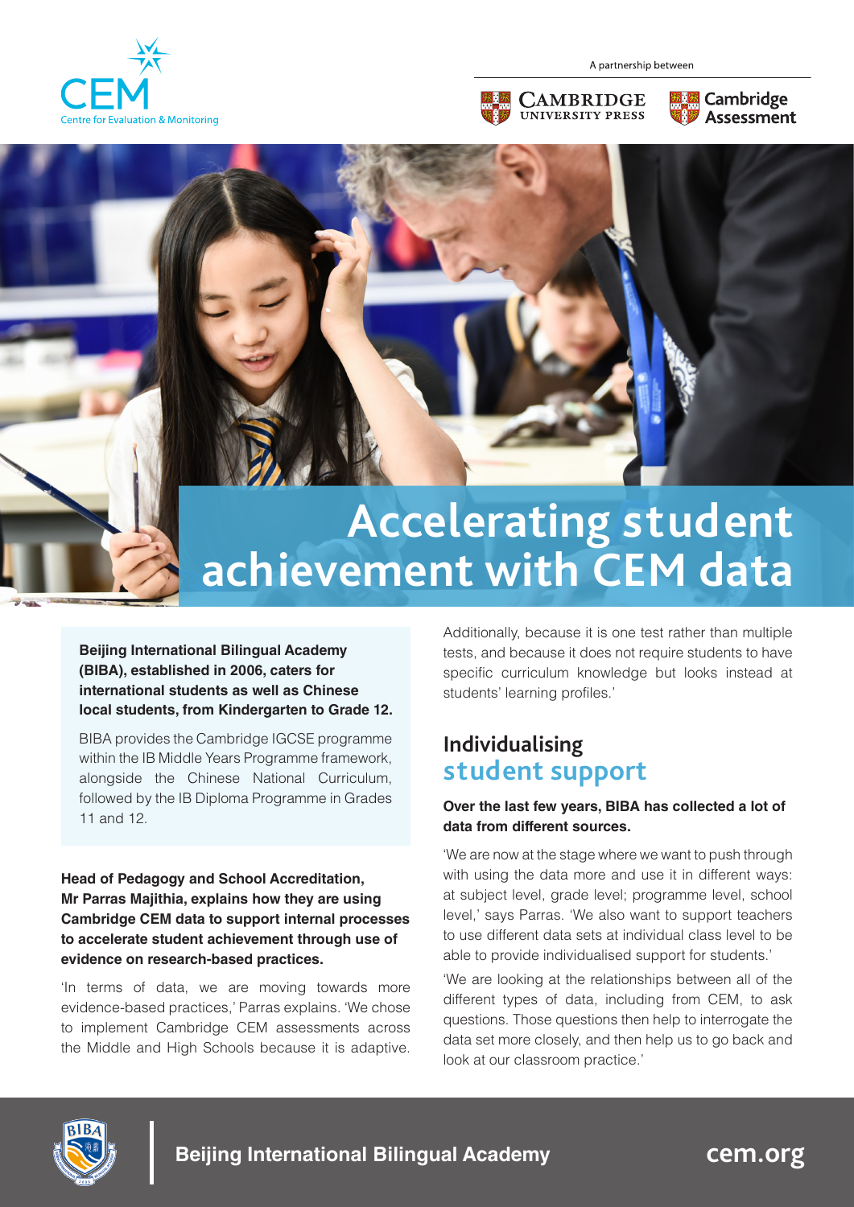CEM
Centre for Evaluation & Monitoring

A partnership between

Cambridge University Press | Cambridge Assessment

# Accelerating student achievement with CEM data

**Beijing International Bilingual Academy (BIBA), established in 2006, caters for international students as well as Chinese local students, from Kindergarten to Grade 12.**

BIBA provides the Cambridge IGCSE programme within the IB Middle Years Programme framework, alongside the Chinese National Curriculum, followed by the IB Diploma Programme in Grades 11 and 12.

**Head of Pedagogy and School Accreditation, Mr Parras Majithia, explains how they are using Cambridge CEM data to support internal processes to accelerate student achievement through use of evidence on research-based practices.**

'In terms of data, we are moving towards more evidence-based practices,' Parras explains. 'We chose to implement Cambridge CEM assessments across the Middle and High Schools because it is adaptive. Additionally, because it is one test rather than multiple tests, and because it does not require students to have specific curriculum knowledge but looks instead at students' learning profiles.'

## Individualising student support

**Over the last few years, BIBA has collected a lot of data from different sources.**

'We are now at the stage where we want to push through with using the data more and use it in different ways: at subject level, grade level; programme level, school level,' says Parras. 'We also want to support teachers to use different data sets at individual class level to be able to provide individualised support for students.'

'We are looking at the relationships between all of the different types of data, including from CEM, to ask questions. Those questions then help to interrogate the data set more closely, and then help us to go back and look at our classroom practice.'

**Beijing International Bilingual Academy** | cem.org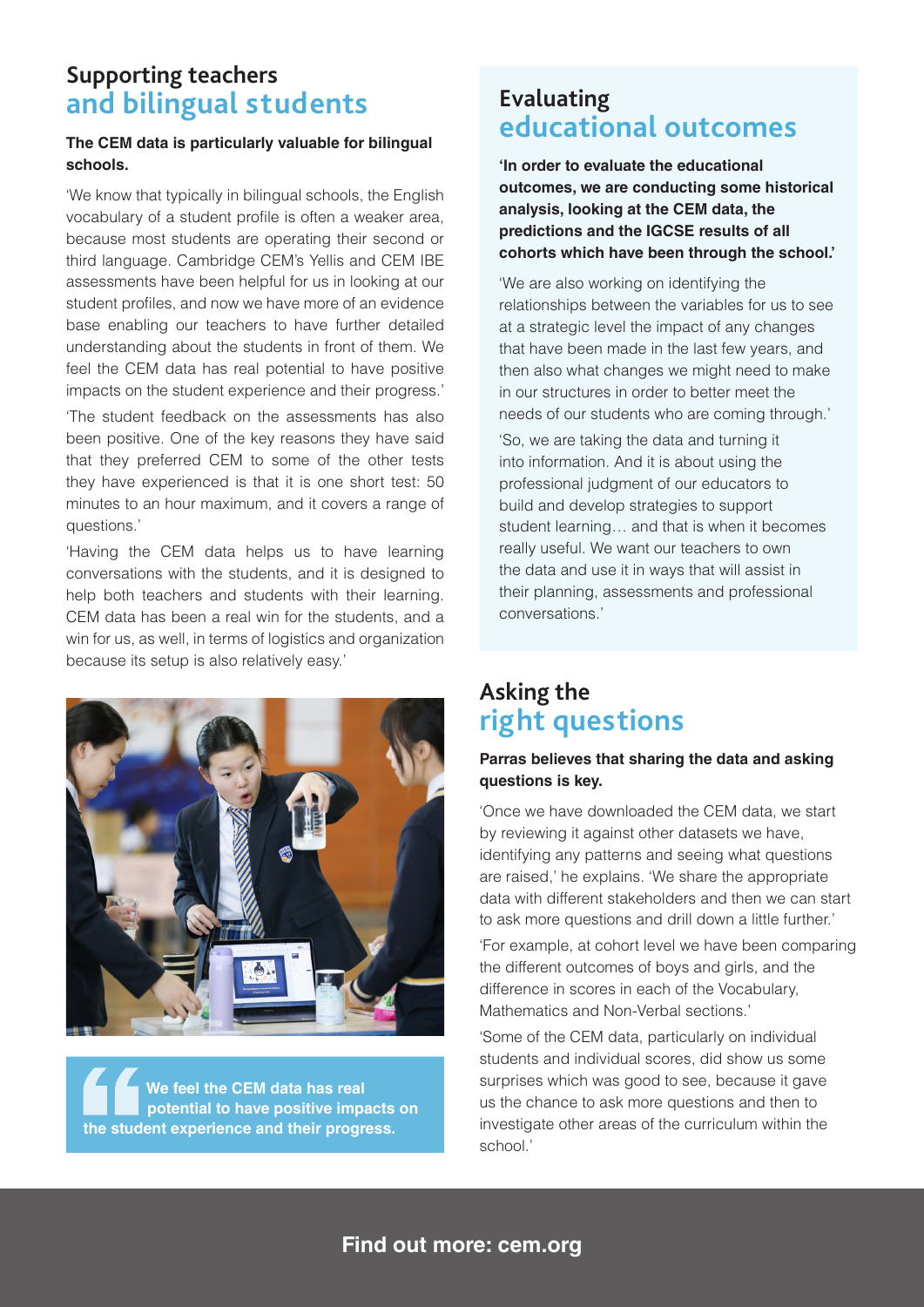## Supporting teachers and bilingual students

**The CEM data is particularly valuable for bilingual schools.**

'We know that typically in bilingual schools, the English vocabulary of a student profile is often a weaker area, because most students are operating their second or third language. Cambridge CEM's Yellis and CEM IBE assessments have been helpful for us in looking at our student profiles, and now we have more of an evidence base enabling our teachers to have further detailed understanding about the students in front of them. We feel the CEM data has real potential to have positive impacts on the student experience and their progress.'

'The student feedback on the assessments has also been positive. One of the key reasons they have said that they preferred CEM to some of the other tests they have experienced is that it is one short test: 50 minutes to an hour maximum, and it covers a range of questions.'

'Having the CEM data helps us to have learning conversations with the students, and it is designed to help both teachers and students with their learning. CEM data has been a real win for the students, and a win for us, as well, in terms of logistics and organization because its setup is also relatively easy.'

> **We feel the CEM data has real potential to have positive impacts on the student experience and their progress.**

## Evaluating educational outcomes

**'In order to evaluate the educational outcomes, we are conducting some historical analysis, looking at the CEM data, the predictions and the IGCSE results of all cohorts which have been through the school.'**

'We are also working on identifying the relationships between the variables for us to see at a strategic level the impact of any changes that have been made in the last few years, and then also what changes we might need to make in our structures in order to better meet the needs of our students who are coming through.'

'So, we are taking the data and turning it into information. And it is about using the professional judgment of our educators to build and develop strategies to support student learning… and that is when it becomes really useful. We want our teachers to own the data and use it in ways that will assist in their planning, assessments and professional conversations.'

## Asking the right questions

**Parras believes that sharing the data and asking questions is key.**

'Once we have downloaded the CEM data, we start by reviewing it against other datasets we have, identifying any patterns and seeing what questions are raised,' he explains. 'We share the appropriate data with different stakeholders and then we can start to ask more questions and drill down a little further.'

'For example, at cohort level we have been comparing the different outcomes of boys and girls, and the difference in scores in each of the Vocabulary, Mathematics and Non-Verbal sections.'

'Some of the CEM data, particularly on individual students and individual scores, did show us some surprises which was good to see, because it gave us the chance to ask more questions and then to investigate other areas of the curriculum within the school.'

**Find out more: cem.org**